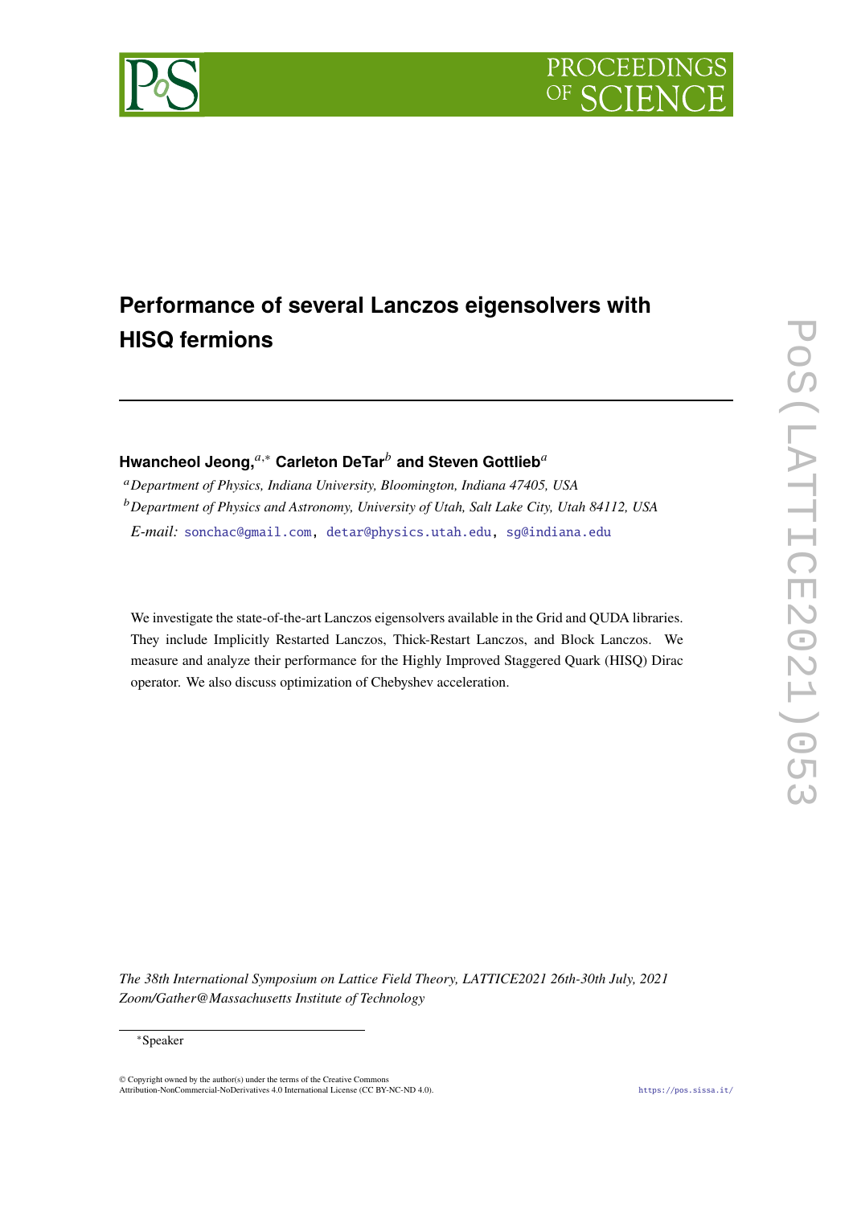# Performance of several Lanczos eigensolvers with HISQ fermions

**Hwancheol Jeong,**[a,*] **Carleton DeTar**[b] **and Steven Gottlieb**[a]

[a] *Department of Physics, Indiana University, Bloomington, Indiana 47405, USA*

[b] *Department of Physics and Astronomy, University of Utah, Salt Lake City, Utah 84112, USA*

*E-mail:* sonchac@gmail.com, detar@physics.utah.edu, sg@indiana.edu

We investigate the state-of-the-art Lanczos eigensolvers available in the Grid and QUDA libraries. They include Implicitly Restarted Lanczos, Thick-Restart Lanczos, and Block Lanczos. We measure and analyze their performance for the Highly Improved Staggered Quark (HISQ) Dirac operator. We also discuss optimization of Chebyshev acceleration.

*The 38th International Symposium on Lattice Field Theory, LATTICE2021 26th-30th July, 2021 Zoom/Gather@Massachusetts Institute of Technology*

---

*Speaker

© Copyright owned by the author(s) under the terms of the Creative Commons Attribution-NonCommercial-NoDerivatives 4.0 International License (CC BY-NC-ND 4.0).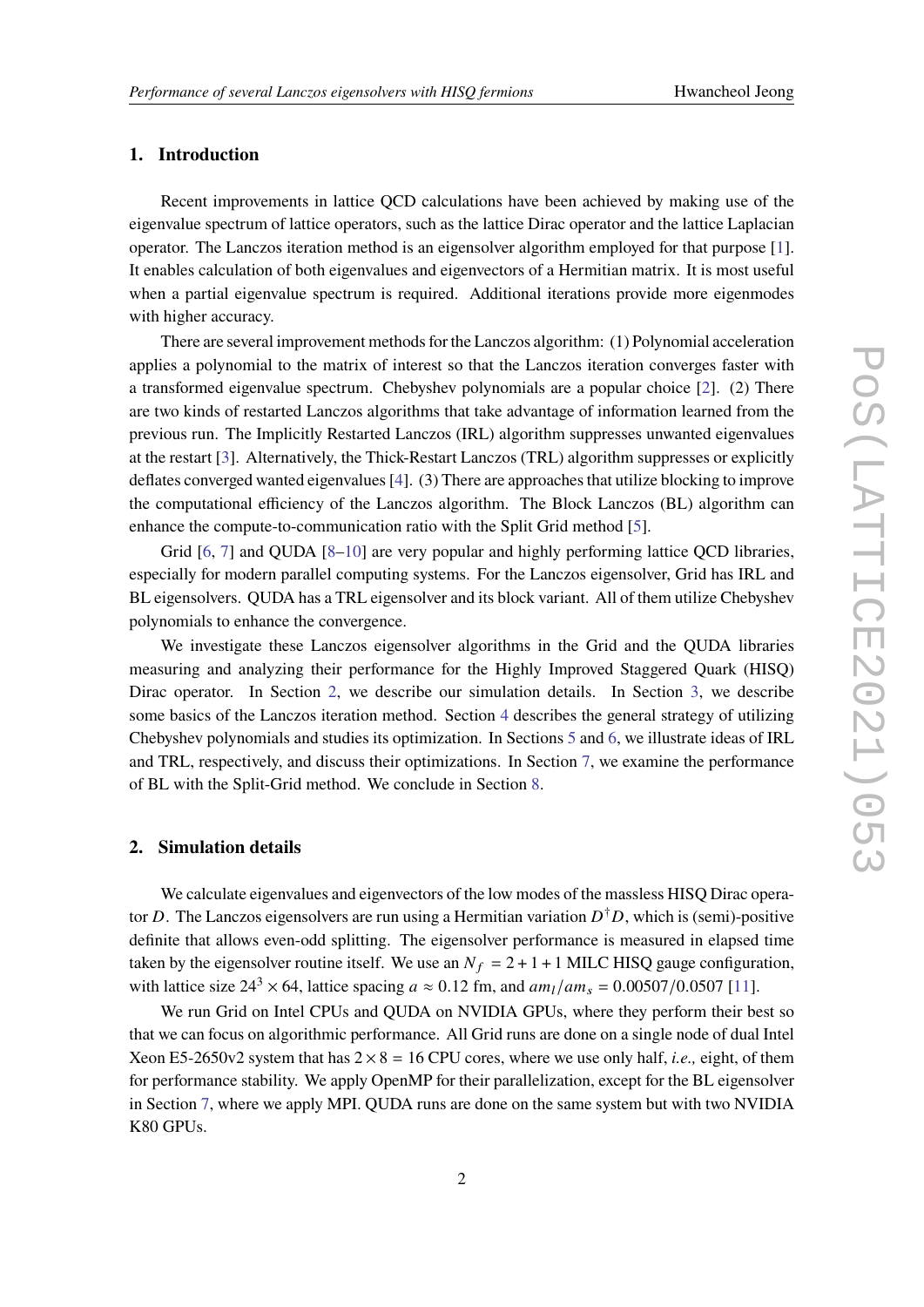## 1. Introduction

Recent improvements in lattice QCD calculations have been achieved by making use of the eigenvalue spectrum of lattice operators, such as the lattice Dirac operator and the lattice Laplacian operator. The Lanczos iteration method is an eigensolver algorithm employed for that purpose [1]. It enables calculation of both eigenvalues and eigenvectors of a Hermitian matrix. It is most useful when a partial eigenvalue spectrum is required. Additional iterations provide more eigenmodes with higher accuracy.

There are several improvement methods for the Lanczos algorithm: (1) Polynomial acceleration applies a polynomial to the matrix of interest so that the Lanczos iteration converges faster with a transformed eigenvalue spectrum. Chebyshev polynomials are a popular choice [2]. (2) There are two kinds of restarted Lanczos algorithms that take advantage of information learned from the previous run. The Implicitly Restarted Lanczos (IRL) algorithm suppresses unwanted eigenvalues at the restart [3]. Alternatively, the Thick-Restart Lanczos (TRL) algorithm suppresses or explicitly deflates converged wanted eigenvalues [4]. (3) There are approaches that utilize blocking to improve the computational efficiency of the Lanczos algorithm. The Block Lanczos (BL) algorithm can enhance the compute-to-communication ratio with the Split Grid method [5].

Grid [6, 7] and QUDA [8–10] are very popular and highly performing lattice QCD libraries, especially for modern parallel computing systems. For the Lanczos eigensolver, Grid has IRL and BL eigensolvers. QUDA has a TRL eigensolver and its block variant. All of them utilize Chebyshev polynomials to enhance the convergence.

We investigate these Lanczos eigensolver algorithms in the Grid and the QUDA libraries measuring and analyzing their performance for the Highly Improved Staggered Quark (HISQ) Dirac operator. In Section 2, we describe our simulation details. In Section 3, we describe some basics of the Lanczos iteration method. Section 4 describes the general strategy of utilizing Chebyshev polynomials and studies its optimization. In Sections 5 and 6, we illustrate ideas of IRL and TRL, respectively, and discuss their optimizations. In Section 7, we examine the performance of BL with the Split-Grid method. We conclude in Section 8.

## 2. Simulation details

We calculate eigenvalues and eigenvectors of the low modes of the massless HISQ Dirac operator $D$. The Lanczos eigensolvers are run using a Hermitian variation $D^\dagger D$, which is (semi)-positive definite that allows even-odd splitting. The eigensolver performance is measured in elapsed time taken by the eigensolver routine itself. We use an $N_f = 2+1+1$ MILC HISQ gauge configuration, with lattice size $24^3 \times 64$, lattice spacing $a \approx 0.12$ fm, and $am_l/am_s = 0.00507/0.0507$ [11].

We run Grid on Intel CPUs and QUDA on NVIDIA GPUs, where they perform their best so that we can focus on algorithmic performance. All Grid runs are done on a single node of dual Intel Xeon E5-2650v2 system that has $2 \times 8 = 16$ CPU cores, where we use only half, *i.e.,* eight, of them for performance stability. We apply OpenMP for their parallelization, except for the BL eigensolver in Section 7, where we apply MPI. QUDA runs are done on the same system but with two NVIDIA K80 GPUs.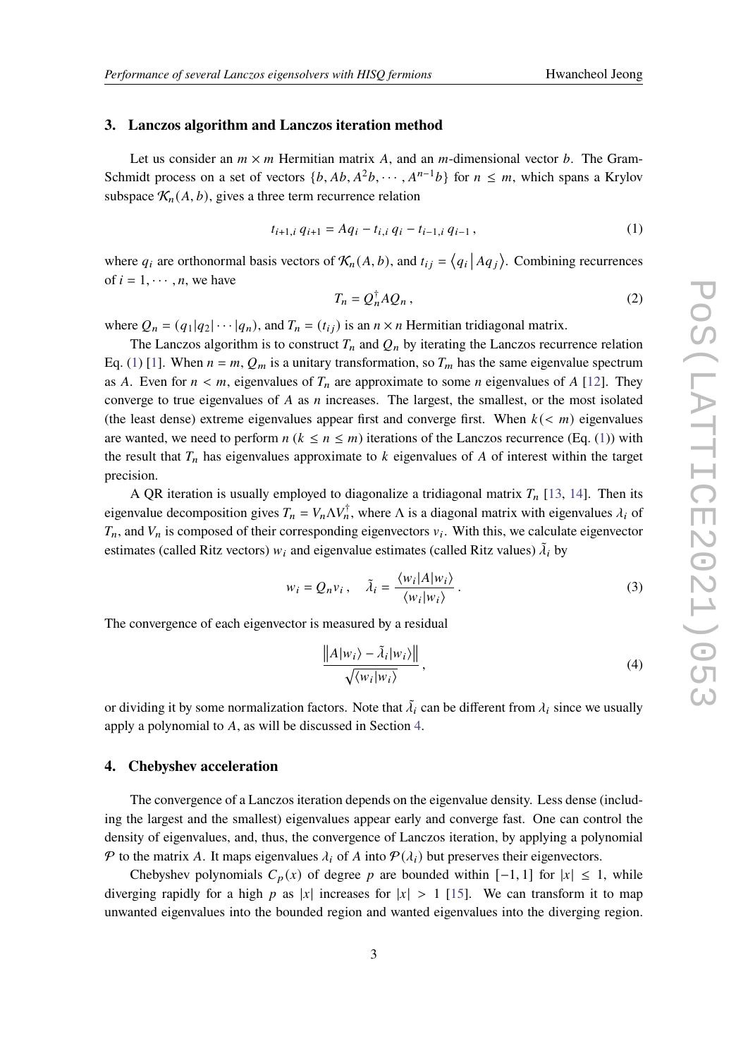## 3. Lanczos algorithm and Lanczos iteration method

Let us consider an $m \times m$ Hermitian matrix $A$, and an $m$-dimensional vector $b$. The Gram-Schmidt process on a set of vectors $\{b, Ab, A^2 b, \cdots, A^{n-1} b\}$ for $n \le m$, which spans a Krylov subspace $\mathcal{K}_n(A, b)$, gives a three term recurrence relation

$$t_{i+1,i}\, q_{i+1} = A q_i - t_{i,i}\, q_i - t_{i-1,i}\, q_{i-1}\,, \tag{1}$$

where $q_i$ are orthonormal basis vectors of $\mathcal{K}_n(A, b)$, and $t_{ij} = \langle q_i | A q_j \rangle$. Combining recurrences of $i = 1, \cdots, n$, we have

$$T_n = Q_n^\dagger A Q_n\,, \tag{2}$$

where $Q_n = (q_1 | q_2 | \cdots | q_n)$, and $T_n = (t_{ij})$ is an $n \times n$ Hermitian tridiagonal matrix.

The Lanczos algorithm is to construct $T_n$ and $Q_n$ by iterating the Lanczos recurrence relation Eq. (1) [1]. When $n = m$, $Q_m$ is a unitary transformation, so $T_m$ has the same eigenvalue spectrum as $A$. Even for $n < m$, eigenvalues of $T_n$ are approximate to some $n$ eigenvalues of $A$ [12]. They converge to true eigenvalues of $A$ as $n$ increases. The largest, the smallest, or the most isolated (the least dense) extreme eigenvalues appear first and converge first. When $k (< m)$ eigenvalues are wanted, we need to perform $n$ ($k \le n \le m$) iterations of the Lanczos recurrence (Eq. (1)) with the result that $T_n$ has eigenvalues approximate to $k$ eigenvalues of $A$ of interest within the target precision.

A QR iteration is usually employed to diagonalize a tridiagonal matrix $T_n$ [13, 14]. Then its eigenvalue decomposition gives $T_n = V_n \Lambda V_n^\dagger$, where $\Lambda$ is a diagonal matrix with eigenvalues $\lambda_i$ of $T_n$, and $V_n$ is composed of their corresponding eigenvectors $v_i$. With this, we calculate eigenvector estimates (called Ritz vectors) $w_i$ and eigenvalue estimates (called Ritz values) $\tilde{\lambda}_i$ by

$$w_i = Q_n v_i\,, \quad \tilde{\lambda}_i = \frac{\langle w_i | A | w_i \rangle}{\langle w_i | w_i \rangle}\,. \tag{3}$$

The convergence of each eigenvector is measured by a residual

$$\frac{\left\| A | w_i \rangle - \tilde{\lambda}_i | w_i \rangle \right\|}{\sqrt{\langle w_i | w_i \rangle}}\,, \tag{4}$$

or dividing it by some normalization factors. Note that $\tilde{\lambda}_i$ can be different from $\lambda_i$ since we usually apply a polynomial to $A$, as will be discussed in Section 4.

## 4. Chebyshev acceleration

The convergence of a Lanczos iteration depends on the eigenvalue density. Less dense (including the largest and the smallest) eigenvalues appear early and converge fast. One can control the density of eigenvalues, and, thus, the convergence of Lanczos iteration, by applying a polynomial $\mathcal{P}$ to the matrix $A$. It maps eigenvalues $\lambda_i$ of $A$ into $\mathcal{P}(\lambda_i)$ but preserves their eigenvectors.

Chebyshev polynomials $C_p(x)$ of degree $p$ are bounded within $[-1, 1]$ for $|x| \le 1$, while diverging rapidly for a high $p$ as $|x|$ increases for $|x| > 1$ [15]. We can transform it to map unwanted eigenvalues into the bounded region and wanted eigenvalues into the diverging region.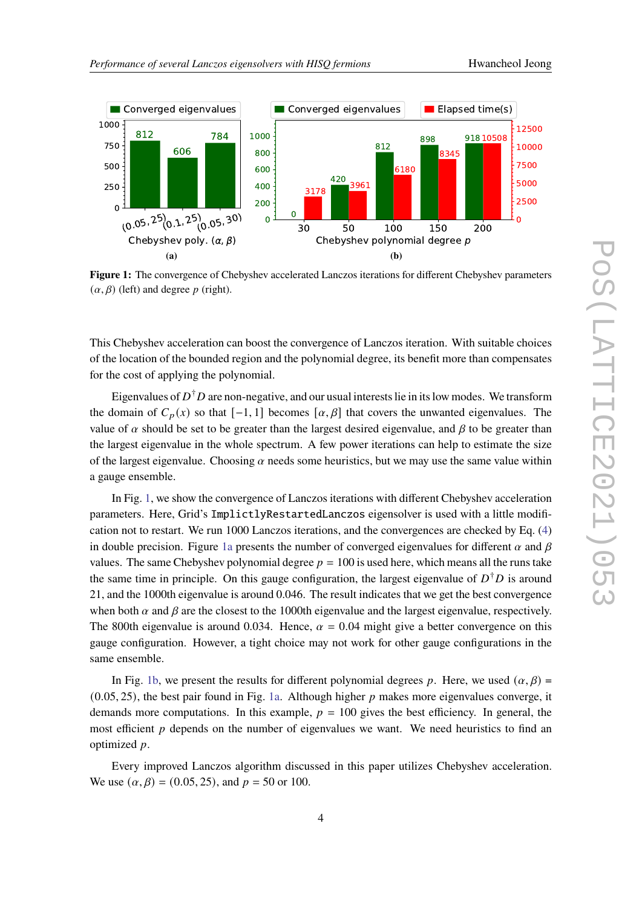**Figure 1:** The convergence of Chebyshev accelerated Lanczos iterations for different Chebyshev parameters $(\alpha, \beta)$ (left) and degree $p$ (right).

This Chebyshev acceleration can boost the convergence of Lanczos iteration. With suitable choices of the location of the bounded region and the polynomial degree, its benefit more than compensates for the cost of applying the polynomial.

Eigenvalues of $D^\dagger D$ are non-negative, and our usual interests lie in its low modes. We transform the domain of $C_p(x)$ so that $[-1, 1]$ becomes $[\alpha, \beta]$ that covers the unwanted eigenvalues. The value of $\alpha$ should be set to be greater than the largest desired eigenvalue, and $\beta$ to be greater than the largest eigenvalue in the whole spectrum. A few power iterations can help to estimate the size of the largest eigenvalue. Choosing $\alpha$ needs some heuristics, but we may use the same value within a gauge ensemble.

In Fig. 1, we show the convergence of Lanczos iterations with different Chebyshev acceleration parameters. Here, Grid's `ImplictlyRestartedLanczos` eigensolver is used with a little modification not to restart. We run 1000 Lanczos iterations, and the convergences are checked by Eq. (4) in double precision. Figure 1a presents the number of converged eigenvalues for different $\alpha$ and $\beta$ values. The same Chebyshev polynomial degree $p = 100$ is used here, which means all the runs take the same time in principle. On this gauge configuration, the largest eigenvalue of $D^\dagger D$ is around 21, and the 1000th eigenvalue is around 0.046. The result indicates that we get the best convergence when both $\alpha$ and $\beta$ are the closest to the 1000th eigenvalue and the largest eigenvalue, respectively. The 800th eigenvalue is around 0.034. Hence, $\alpha = 0.04$ might give a better convergence on this gauge configuration. However, a tight choice may not work for other gauge configurations in the same ensemble.

In Fig. 1b, we present the results for different polynomial degrees $p$. Here, we used $(\alpha, \beta) = (0.05, 25)$, the best pair found in Fig. 1a. Although higher $p$ makes more eigenvalues converge, it demands more computations. In this example, $p = 100$ gives the best efficiency. In general, the most efficient $p$ depends on the number of eigenvalues we want. We need heuristics to find an optimized $p$.

Every improved Lanczos algorithm discussed in this paper utilizes Chebyshev acceleration. We use $(\alpha, \beta) = (0.05, 25)$, and $p = 50$ or 100.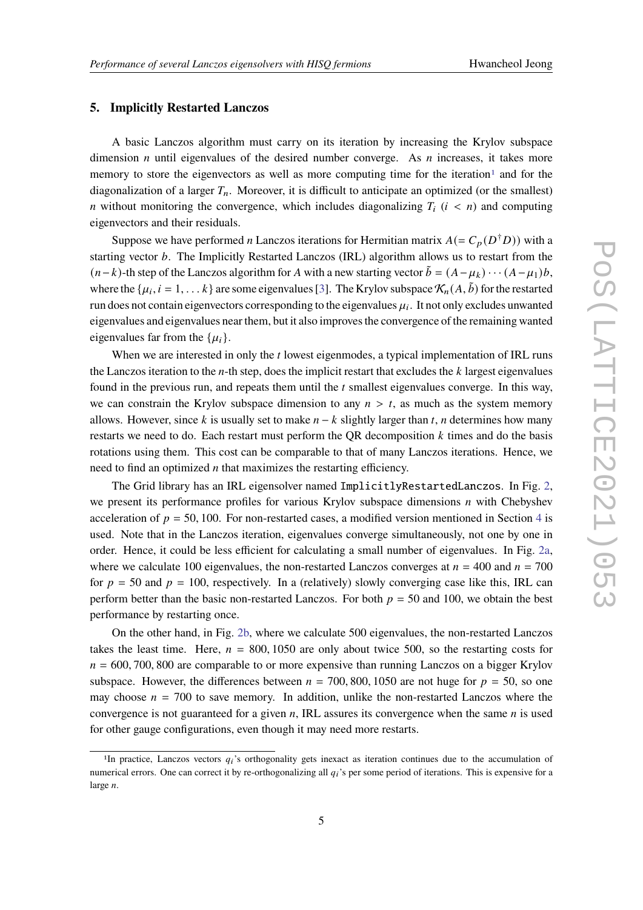## 5. Implicitly Restarted Lanczos

A basic Lanczos algorithm must carry on its iteration by increasing the Krylov subspace dimension $n$ until eigenvalues of the desired number converge. As $n$ increases, it takes more memory to store the eigenvectors as well as more computing time for the iteration[1] and for the diagonalization of a larger $T_n$. Moreover, it is difficult to anticipate an optimized (or the smallest) $n$ without monitoring the convergence, which includes diagonalizing $T_i$ ($i < n$) and computing eigenvectors and their residuals.

Suppose we have performed $n$ Lanczos iterations for Hermitian matrix $A (= C_p(D^\dagger D))$ with a starting vector $b$. The Implicitly Restarted Lanczos (IRL) algorithm allows us to restart from the $(n-k)$-th step of the Lanczos algorithm for $A$ with a new starting vector $\tilde{b} = (A - \mu_k) \cdots (A - \mu_1) b$, where the $\{\mu_i, i = 1, \ldots k\}$ are some eigenvalues [3]. The Krylov subspace $\mathcal{K}_n(A, \tilde{b})$ for the restarted run does not contain eigenvectors corresponding to the eigenvalues $\mu_i$. It not only excludes unwanted eigenvalues and eigenvalues near them, but it also improves the convergence of the remaining wanted eigenvalues far from the $\{\mu_i\}$.

When we are interested in only the $t$ lowest eigenmodes, a typical implementation of IRL runs the Lanczos iteration to the $n$-th step, does the implicit restart that excludes the $k$ largest eigenvalues found in the previous run, and repeats them until the $t$ smallest eigenvalues converge. In this way, we can constrain the Krylov subspace dimension to any $n > t$, as much as the system memory allows. However, since $k$ is usually set to make $n - k$ slightly larger than $t$, $n$ determines how many restarts we need to do. Each restart must perform the QR decomposition $k$ times and do the basis rotations using them. This cost can be comparable to that of many Lanczos iterations. Hence, we need to find an optimized $n$ that maximizes the restarting efficiency.

The Grid library has an IRL eigensolver named `ImplicitlyRestartedLanczos`. In Fig. 2, we present its performance profiles for various Krylov subspace dimensions $n$ with Chebyshev acceleration of $p = 50, 100$. For non-restarted cases, a modified version mentioned in Section 4 is used. Note that in the Lanczos iteration, eigenvalues converge simultaneously, not one by one in order. Hence, it could be less efficient for calculating a small number of eigenvalues. In Fig. 2a, where we calculate 100 eigenvalues, the non-restarted Lanczos converges at $n = 400$ and $n = 700$ for $p = 50$ and $p = 100$, respectively. In a (relatively) slowly converging case like this, IRL can perform better than the basic non-restarted Lanczos. For both $p = 50$ and 100, we obtain the best performance by restarting once.

On the other hand, in Fig. 2b, where we calculate 500 eigenvalues, the non-restarted Lanczos takes the least time. Here, $n = 800, 1050$ are only about twice 500, so the restarting costs for $n = 600, 700, 800$ are comparable to or more expensive than running Lanczos on a bigger Krylov subspace. However, the differences between $n = 700, 800, 1050$ are not huge for $p = 50$, so one may choose $n = 700$ to save memory. In addition, unlike the non-restarted Lanczos where the convergence is not guaranteed for a given $n$, IRL assures its convergence when the same $n$ is used for other gauge configurations, even though it may need more restarts.

[1] In practice, Lanczos vectors $q_i$'s orthogonality gets inexact as iteration continues due to the accumulation of numerical errors. One can correct it by re-orthogonalizing all $q_i$'s per some period of iterations. This is expensive for a large $n$.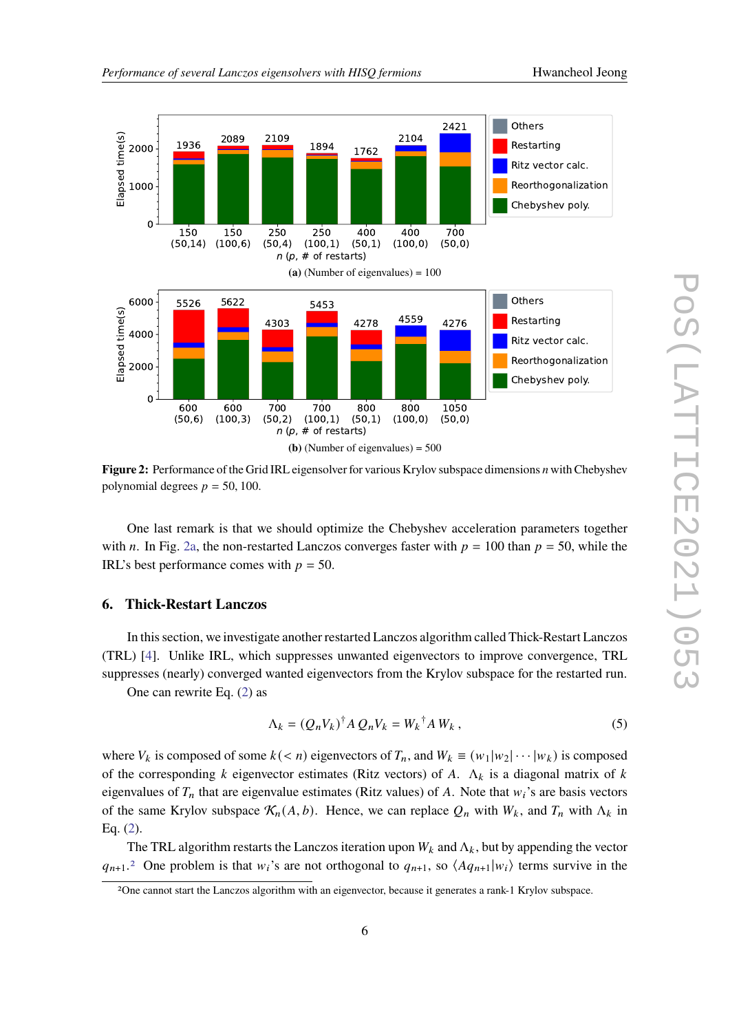**(a)** (Number of eigenvalues) = 100

**(b)** (Number of eigenvalues) = 500

**Figure 2:** Performance of the Grid IRL eigensolver for various Krylov subspace dimensions $n$ with Chebyshev polynomial degrees $p = 50, 100$.

One last remark is that we should optimize the Chebyshev acceleration parameters together with $n$. In Fig. 2a, the non-restarted Lanczos converges faster with $p = 100$ than $p = 50$, while the IRL's best performance comes with $p = 50$.

## 6. Thick-Restart Lanczos

In this section, we investigate another restarted Lanczos algorithm called Thick-Restart Lanczos (TRL) [4]. Unlike IRL, which suppresses unwanted eigenvectors to improve convergence, TRL suppresses (nearly) converged wanted eigenvectors from the Krylov subspace for the restarted run.

One can rewrite Eq. (2) as

$$\Lambda_k = (Q_n V_k)^\dagger A \, Q_n V_k = {W_k}^\dagger A \, W_k \,, \tag{5}$$

where $V_k$ is composed of some $k(< n)$ eigenvectors of $T_n$, and $W_k \equiv (w_1|w_2|\cdots|w_k)$ is composed of the corresponding $k$ eigenvector estimates (Ritz vectors) of $A$. $\Lambda_k$ is a diagonal matrix of $k$ eigenvalues of $T_n$ that are eigenvalue estimates (Ritz values) of $A$. Note that $w_i$'s are basis vectors of the same Krylov subspace $\mathcal{K}_n(A, b)$. Hence, we can replace $Q_n$ with $W_k$, and $T_n$ with $\Lambda_k$ in Eq. (2).

The TRL algorithm restarts the Lanczos iteration upon $W_k$ and $\Lambda_k$, but by appending the vector $q_{n+1}$.[2] One problem is that $w_i$'s are not orthogonal to $q_{n+1}$, so $\langle Aq_{n+1}|w_i\rangle$ terms survive in the

[2] One cannot start the Lanczos algorithm with an eigenvector, because it generates a rank-1 Krylov subspace.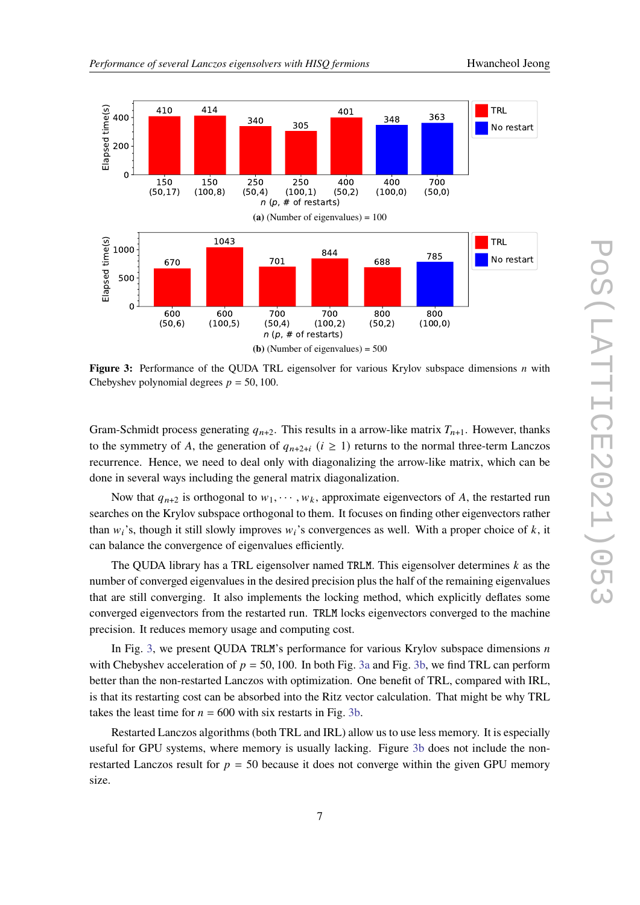**(a)** (Number of eigenvalues) = 100

**(b)** (Number of eigenvalues) = 500

**Figure 3:** Performance of the QUDA TRL eigensolver for various Krylov subspace dimensions $n$ with Chebyshev polynomial degrees $p = 50, 100$.

Gram-Schmidt process generating $q_{n+2}$. This results in a arrow-like matrix $T_{n+1}$. However, thanks to the symmetry of $A$, the generation of $q_{n+2+i}$ $(i \geq 1)$ returns to the normal three-term Lanczos recurrence. Hence, we need to deal only with diagonalizing the arrow-like matrix, which can be done in several ways including the general matrix diagonalization.

Now that $q_{n+2}$ is orthogonal to $w_1, \cdots, w_k$, approximate eigenvectors of $A$, the restarted run searches on the Krylov subspace orthogonal to them. It focuses on finding other eigenvectors rather than $w_i$'s, though it still slowly improves $w_i$'s convergences as well. With a proper choice of $k$, it can balance the convergence of eigenvalues efficiently.

The QUDA library has a TRL eigensolver named `TRLM`. This eigensolver determines $k$ as the number of converged eigenvalues in the desired precision plus the half of the remaining eigenvalues that are still converging. It also implements the locking method, which explicitly deflates some converged eigenvectors from the restarted run. `TRLM` locks eigenvectors converged to the machine precision. It reduces memory usage and computing cost.

In Fig. 3, we present QUDA `TRLM`'s performance for various Krylov subspace dimensions $n$ with Chebyshev acceleration of $p = 50, 100$. In both Fig. 3a and Fig. 3b, we find TRL can perform better than the non-restarted Lanczos with optimization. One benefit of TRL, compared with IRL, is that its restarting cost can be absorbed into the Ritz vector calculation. That might be why TRL takes the least time for $n = 600$ with six restarts in Fig. 3b.

Restarted Lanczos algorithms (both TRL and IRL) allow us to use less memory. It is especially useful for GPU systems, where memory is usually lacking. Figure 3b does not include the non-restarted Lanczos result for $p = 50$ because it does not converge within the given GPU memory size.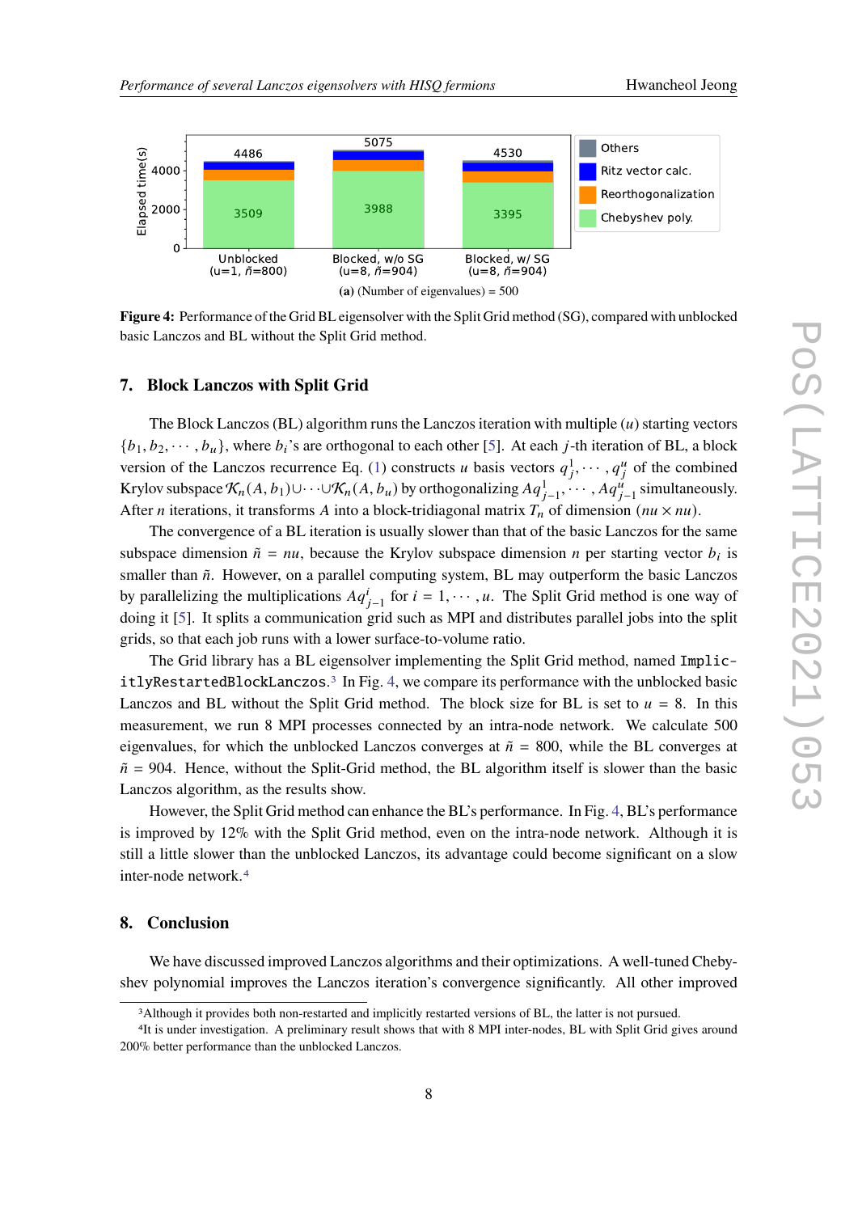(a) (Number of eigenvalues) = 500

**Figure 4:** Performance of the Grid BL eigensolver with the Split Grid method (SG), compared with unblocked basic Lanczos and BL without the Split Grid method.

## 7. Block Lanczos with Split Grid

The Block Lanczos (BL) algorithm runs the Lanczos iteration with multiple ($u$) starting vectors $\{b_1, b_2, \cdots, b_u\}$, where $b_i$'s are orthogonal to each other [5]. At each $j$-th iteration of BL, a block version of the Lanczos recurrence Eq. (1) constructs $u$ basis vectors $q_j^1, \cdots, q_j^u$ of the combined Krylov subspace $\mathcal{K}_n(A, b_1) \cup \cdots \cup \mathcal{K}_n(A, b_u)$ by orthogonalizing $Aq_{j-1}^1, \cdots, Aq_{j-1}^u$ simultaneously. After $n$ iterations, it transforms $A$ into a block-tridiagonal matrix $T_n$ of dimension $(nu \times nu)$.

The convergence of a BL iteration is usually slower than that of the basic Lanczos for the same subspace dimension $\tilde{n} = nu$, because the Krylov subspace dimension $n$ per starting vector $b_i$ is smaller than $\tilde{n}$. However, on a parallel computing system, BL may outperform the basic Lanczos by parallelizing the multiplications $Aq_{j-1}^i$ for $i = 1, \cdots, u$. The Split Grid method is one way of doing it [5]. It splits a communication grid such as MPI and distributes parallel jobs into the split grids, so that each job runs with a lower surface-to-volume ratio.

The Grid library has a BL eigensolver implementing the Split Grid method, named `ImplicitlyRestartedBlockLanczos`.[3] In Fig. 4, we compare its performance with the unblocked basic Lanczos and BL without the Split Grid method. The block size for BL is set to $u = 8$. In this measurement, we run 8 MPI processes connected by an intra-node network. We calculate 500 eigenvalues, for which the unblocked Lanczos converges at $\tilde{n} = 800$, while the BL converges at $\tilde{n} = 904$. Hence, without the Split-Grid method, the BL algorithm itself is slower than the basic Lanczos algorithm, as the results show.

However, the Split Grid method can enhance the BL's performance. In Fig. 4, BL's performance is improved by 12% with the Split Grid method, even on the intra-node network. Although it is still a little slower than the unblocked Lanczos, its advantage could become significant on a slow inter-node network.[4]

## 8. Conclusion

We have discussed improved Lanczos algorithms and their optimizations. A well-tuned Chebyshev polynomial improves the Lanczos iteration's convergence significantly. All other improved

[3] Although it provides both non-restarted and implicitly restarted versions of BL, the latter is not pursued.

[4] It is under investigation. A preliminary result shows that with 8 MPI inter-nodes, BL with Split Grid gives around 200% better performance than the unblocked Lanczos.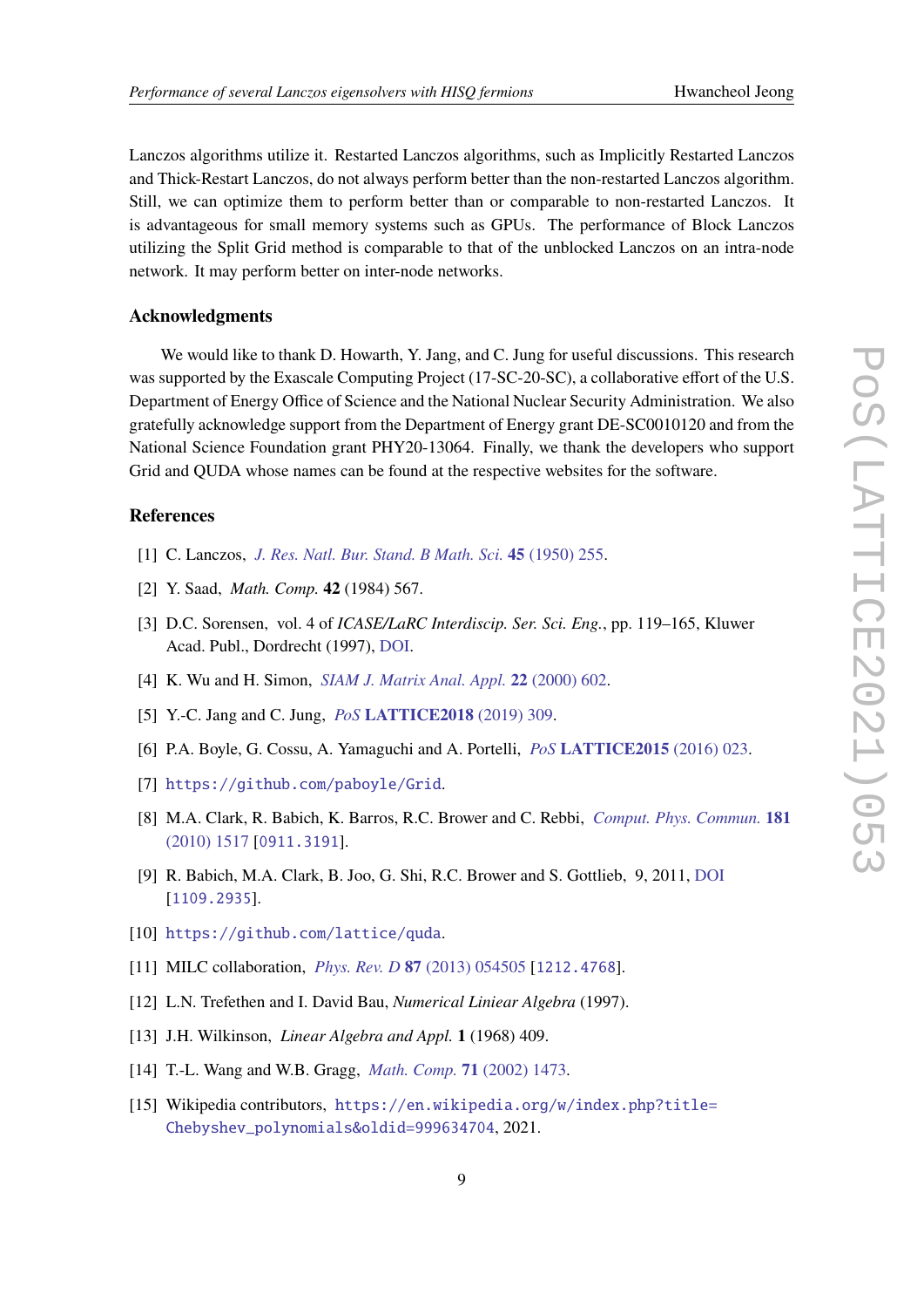Lanczos algorithms utilize it. Restarted Lanczos algorithms, such as Implicitly Restarted Lanczos and Thick-Restart Lanczos, do not always perform better than the non-restarted Lanczos algorithm. Still, we can optimize them to perform better than or comparable to non-restarted Lanczos. It is advantageous for small memory systems such as GPUs. The performance of Block Lanczos utilizing the Split Grid method is comparable to that of the unblocked Lanczos on an intra-node network. It may perform better on inter-node networks.

## Acknowledgments

We would like to thank D. Howarth, Y. Jang, and C. Jung for useful discussions. This research was supported by the Exascale Computing Project (17-SC-20-SC), a collaborative effort of the U.S. Department of Energy Office of Science and the National Nuclear Security Administration. We also gratefully acknowledge support from the Department of Energy grant DE-SC0010120 and from the National Science Foundation grant PHY20-13064. Finally, we thank the developers who support Grid and QUDA whose names can be found at the respective websites for the software.

## References

[1] C. Lanczos, *J. Res. Natl. Bur. Stand. B Math. Sci.* **45** (1950) 255.

[2] Y. Saad, *Math. Comp.* **42** (1984) 567.

[3] D.C. Sorensen, vol. 4 of *ICASE/LaRC Interdiscip. Ser. Sci. Eng.*, pp. 119–165, Kluwer Acad. Publ., Dordrecht (1997), DOI.

[4] K. Wu and H. Simon, *SIAM J. Matrix Anal. Appl.* **22** (2000) 602.

[5] Y.-C. Jang and C. Jung, *PoS* **LATTICE2018** (2019) 309.

[6] P.A. Boyle, G. Cossu, A. Yamaguchi and A. Portelli, *PoS* **LATTICE2015** (2016) 023.

[7] https://github.com/paboyle/Grid.

[8] M.A. Clark, R. Babich, K. Barros, R.C. Brower and C. Rebbi, *Comput. Phys. Commun.* **181** (2010) 1517 [0911.3191].

[9] R. Babich, M.A. Clark, B. Joo, G. Shi, R.C. Brower and S. Gottlieb, 9, 2011, DOI [1109.2935].

[10] https://github.com/lattice/quda.

[11] MILC collaboration, *Phys. Rev. D* **87** (2013) 054505 [1212.4768].

[12] L.N. Trefethen and I. David Bau, *Numerical Liniear Algebra* (1997).

[13] J.H. Wilkinson, *Linear Algebra and Appl.* **1** (1968) 409.

[14] T.-L. Wang and W.B. Gragg, *Math. Comp.* **71** (2002) 1473.

[15] Wikipedia contributors, https://en.wikipedia.org/w/index.php?title=Chebyshev_polynomials&oldid=999634704, 2021.